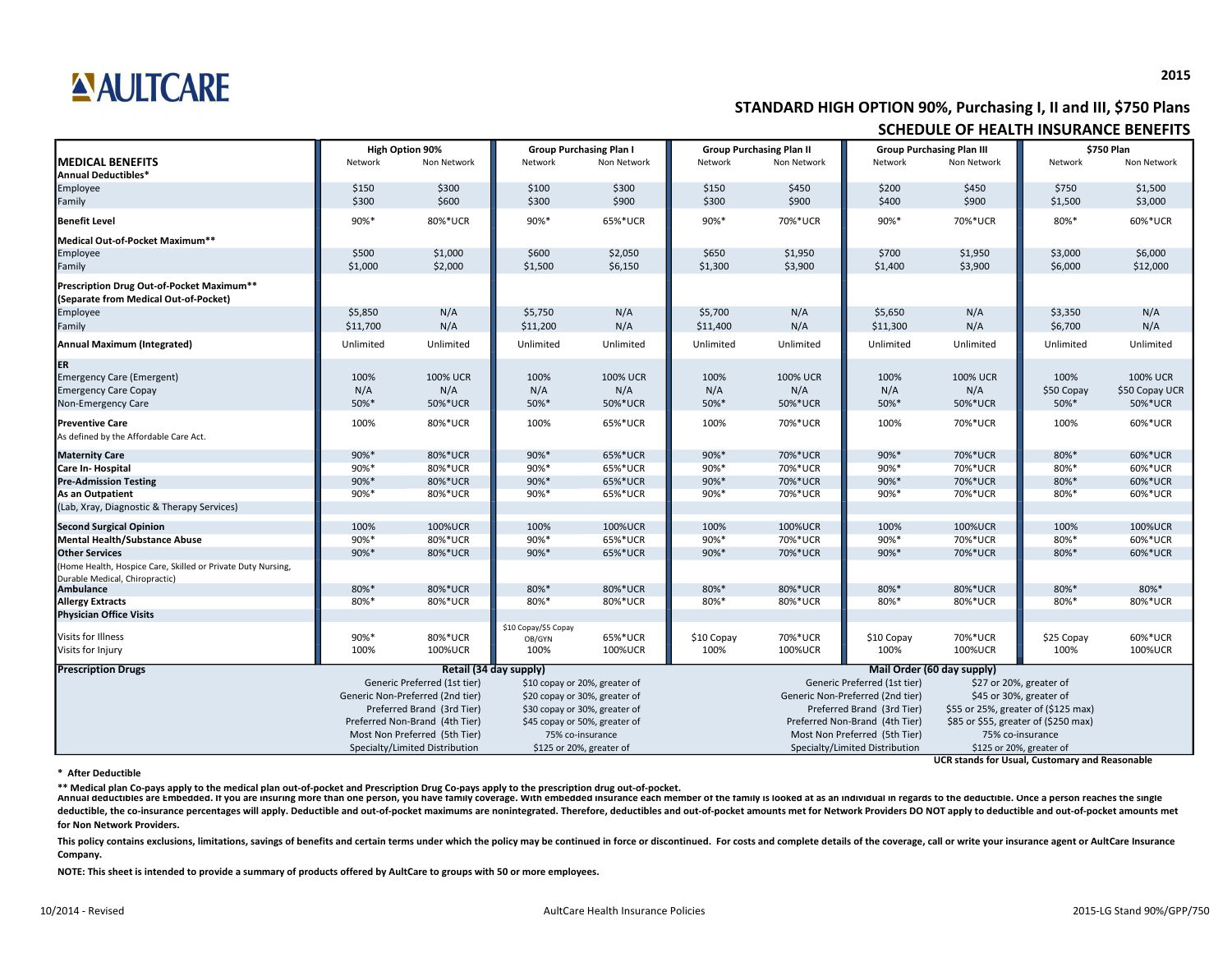AULTCARE

2015

# STANDARD HIGH OPTION 90%, Purchasing I, II and III, $750 Plans

## SCHEDULE OF HEALTH INSURANCE BENEFITS

| | High Option 90% | | Group Purchasing Plan I | | Group Purchasing Plan II | | Group Purchasing Plan III | | $750 Plan | |
|---|---|---|---|---|---|---|---|---|---|---|
| **MEDICAL BENEFITS** | Network | Non Network | Network | Non Network | Network | Non Network | Network | Non Network | Network | Non Network |
| **Annual Deductibles*** | | | | | | | | | | |
| Employee | $150 | $300 | $100 | $300 | $150 | $450 | $200 | $450 | $750 | $1,500 |
| Family | $300 | $600 | $300 | $900 | $300 | $900 | $400 | $900 | $1,500 | $3,000 |
| **Benefit Level** | 90%* | 80%*UCR | 90%* | 65%*UCR | 90%* | 70%*UCR | 90%* | 70%*UCR | 80%* | 60%*UCR |
| **Medical Out-of-Pocket Maximum**** | | | | | | | | | | |
| Employee | $500 | $1,000 | $600 | $2,050 | $650 | $1,950 | $700 | $1,950 | $3,000 | $6,000 |
| Family | $1,000 | $2,000 | $1,500 | $6,150 | $1,300 | $3,900 | $1,400 | $3,900 | $6,000 | $12,000 |
| **Prescription Drug Out-of-Pocket Maximum** (Separate from Medical Out-of-Pocket)** | | | | | | | | | | |
| Employee | $5,850 | N/A | $5,750 | N/A | $5,700 | N/A | $5,650 | N/A | $3,350 | N/A |
| Family | $11,700 | N/A | $11,200 | N/A | $11,400 | N/A | $11,300 | N/A | $6,700 | N/A |
| **Annual Maximum (Integrated)** | Unlimited | Unlimited | Unlimited | Unlimited | Unlimited | Unlimited | Unlimited | Unlimited | Unlimited | Unlimited |
| **ER** | | | | | | | | | | |
| Emergency Care (Emergent) | 100% | 100% UCR | 100% | 100% UCR | 100% | 100% UCR | 100% | 100% UCR | 100% | 100% UCR |
| Emergency Care Copay | N/A | N/A | N/A | N/A | N/A | N/A | N/A | N/A | $50 Copay | $50 Copay UCR |
| Non-Emergency Care | 50%* | 50%*UCR | 50%* | 50%*UCR | 50%* | 50%*UCR | 50%* | 50%*UCR | 50%* | 50%*UCR |
| **Preventive Care** As defined by the Affordable Care Act. | 100% | 80%*UCR | 100% | 65%*UCR | 100% | 70%*UCR | 100% | 70%*UCR | 100% | 60%*UCR |
| **Maternity Care** | 90%* | 80%*UCR | 90%* | 65%*UCR | 90%* | 70%*UCR | 90%* | 70%*UCR | 80%* | 60%*UCR |
| **Care In- Hospital** | 90%* | 80%*UCR | 90%* | 65%*UCR | 90%* | 70%*UCR | 90%* | 70%*UCR | 80%* | 60%*UCR |
| **Pre-Admission Testing** | 90%* | 80%*UCR | 90%* | 65%*UCR | 90%* | 70%*UCR | 90%* | 70%*UCR | 80%* | 60%*UCR |
| **As an Outpatient** (Lab, Xray, Diagnostic & Therapy Services) | 90%* | 80%*UCR | 90%* | 65%*UCR | 90%* | 70%*UCR | 90%* | 70%*UCR | 80%* | 60%*UCR |
| **Second Surgical Opinion** | 100% | 100%UCR | 100% | 100%UCR | 100% | 100%UCR | 100% | 100%UCR | 100% | 100%UCR |
| **Mental Health/Substance Abuse** | 90%* | 80%*UCR | 90%* | 65%*UCR | 90%* | 70%*UCR | 90%* | 70%*UCR | 80%* | 60%*UCR |
| **Other Services** (Home Health, Hospice Care, Skilled or Private Duty Nursing, Durable Medical, Chiropractic) | 90%* | 80%*UCR | 90%* | 65%*UCR | 90%* | 70%*UCR | 90%* | 70%*UCR | 80%* | 60%*UCR |
| **Ambulance** | 80%* | 80%*UCR | 80%* | 80%*UCR | 80%* | 80%*UCR | 80%* | 80%*UCR | 80%* | 80%* |
| **Allergy Extracts** | 80%* | 80%*UCR | 80%* | 80%*UCR | 80%* | 80%*UCR | 80%* | 80%*UCR | 80%* | 80%*UCR |
| **Physician Office Visits** | | | | | | | | | | |
| Visits for Illness | 90%* | 80%*UCR | $10 Copay/$5 Copay OB/GYN | 65%*UCR | $10 Copay | 70%*UCR | $10 Copay | 70%*UCR | $25 Copay | 60%*UCR |
| Visits for Injury | 100% | 100%UCR | 100% | 100%UCR | 100% | 100%UCR | 100% | 100%UCR | 100% | 100%UCR |

| **Prescription Drugs** | Retail (34 day supply) | | Mail Order (60 day supply) | |
|---|---|---|---|---|
| | Generic Preferred (1st tier) | $10 copay or 20%, greater of | Generic Preferred (1st tier) | $27 or 20%, greater of |
| | Generic Non-Preferred (2nd tier) | $20 copay or 30%, greater of | Generic Non-Preferred (2nd tier) | $45 or 30%, greater of |
| | Preferred Brand (3rd Tier) | $30 copay or 30%, greater of | Preferred Brand (3rd Tier) | $55 or 25%, greater of ($125 max) |
| | Preferred Non-Brand (4th Tier) | $45 copay or 50%, greater of | Preferred Non-Brand (4th Tier) | $85 or $55, greater of ($250 max) |
| | Most Non Preferred (5th Tier) | 75% co-insurance | Most Non Preferred (5th Tier) | 75% co-insurance |
| | Specialty/Limited Distribution | $125 or 20%, greater of | Specialty/Limited Distribution | $125 or 20%, greater of |

**UCR stands for Usual, Customary and Reasonable**

**\* After Deductible**

**\*\* Medical plan Co-pays apply to the medical plan out-of-pocket and Prescription Drug Co-pays apply to the prescription drug out-of-pocket.**

**Annual deductibles are Embedded. If you are insuring more than one person, you have family coverage. With embedded insurance each member of the family is looked at as an individual in regards to the deductible. Once a person reaches the single deductible, the co-insurance percentages will apply. Deductible and out-of-pocket maximums are nonintegrated. Therefore, deductibles and out-of-pocket amounts met for Network Providers DO NOT apply to deductible and out-of-pocket amounts met for Non Network Providers.**

**This policy contains exclusions, limitations, savings of benefits and certain terms under which the policy may be continued in force or discontinued. For costs and complete details of the coverage, call or write your insurance agent or AultCare Insurance Company.**

**NOTE: This sheet is intended to provide a summary of products offered by AultCare to groups with 50 or more employees.**

10/2014 - Revised | AultCare Health Insurance Policies | 2015-LG Stand 90%/GPP/750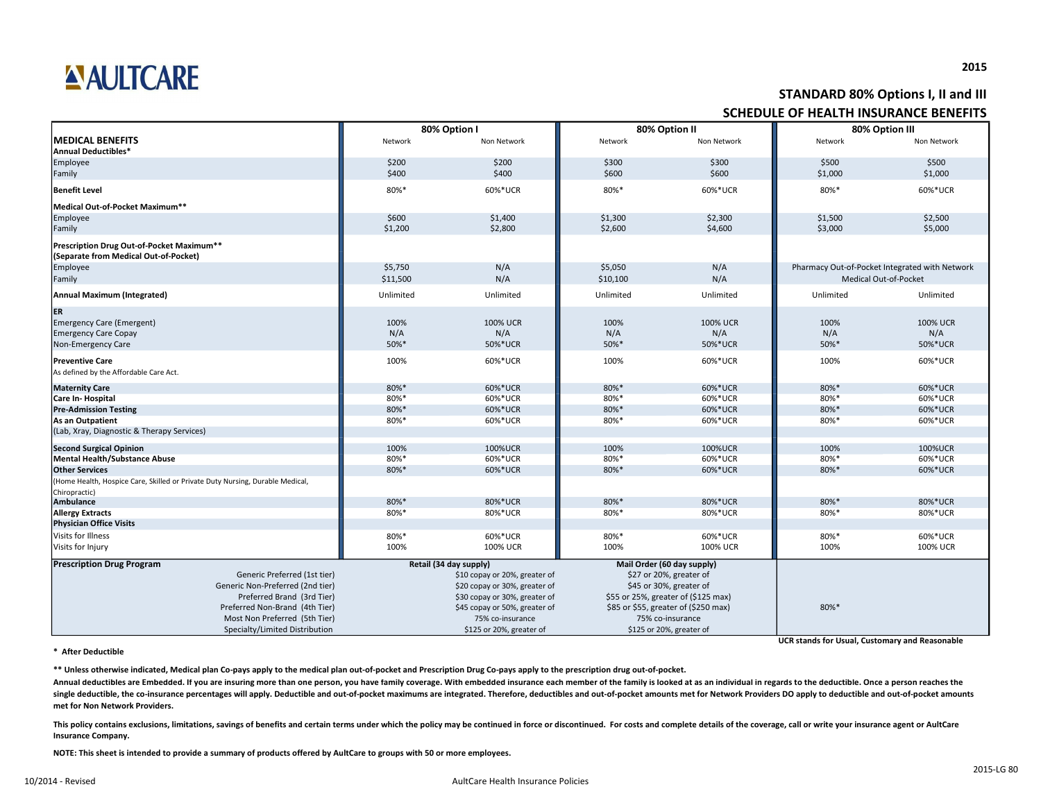# AULTCARE

2015

## STANDARD 80% Options I, II and III

## SCHEDULE OF HEALTH INSURANCE BENEFITS

| MEDICAL BENEFITS | 80% Option I | | 80% Option II | | 80% Option III | |
|---|---|---|---|---|---|---|
| | Network | Non Network | Network | Non Network | Network | Non Network |
| **Annual Deductibles*** | | | | | | |
| Employee | $200 | $200 | $300 | $300 | $500 | $500 |
| Family | $400 | $400 | $600 | $600 | $1,000 | $1,000 |
| **Benefit Level** | 80%* | 60%*UCR | 80%* | 60%*UCR | 80%* | 60%*UCR |
| **Medical Out-of-Pocket Maximum**** | | | | | | |
| Employee | $600 | $1,400 | $1,300 | $2,300 | $1,500 | $2,500 |
| Family | $1,200 | $2,800 | $2,600 | $4,600 | $3,000 | $5,000 |
| **Prescription Drug Out-of-Pocket Maximum** (Separate from Medical Out-of-Pocket)** | | | | | | |
| Employee | $5,750 | N/A | $5,050 | N/A | Pharmacy Out-of-Pocket Integrated with Network Medical Out-of-Pocket | |
| Family | $11,500 | N/A | $10,100 | N/A | | |
| **Annual Maximum (Integrated)** | Unlimited | Unlimited | Unlimited | Unlimited | Unlimited | Unlimited |
| **ER** | | | | | | |
| Emergency Care (Emergent) | 100% | 100% UCR | 100% | 100% UCR | 100% | 100% UCR |
| Emergency Care Copay | N/A | N/A | N/A | N/A | N/A | N/A |
| Non-Emergency Care | 50%* | 50%*UCR | 50%* | 50%*UCR | 50%* | 50%*UCR |
| **Preventive Care** As defined by the Affordable Care Act. | 100% | 60%*UCR | 100% | 60%*UCR | 100% | 60%*UCR |
| **Maternity Care** | 80%* | 60%*UCR | 80%* | 60%*UCR | 80%* | 60%*UCR |
| **Care In- Hospital** | 80%* | 60%*UCR | 80%* | 60%*UCR | 80%* | 60%*UCR |
| **Pre-Admission Testing** | 80%* | 60%*UCR | 80%* | 60%*UCR | 80%* | 60%*UCR |
| **As an Outpatient** (Lab, Xray, Diagnostic & Therapy Services) | 80%* | 60%*UCR | 80%* | 60%*UCR | 80%* | 60%*UCR |
| **Second Surgical Opinion** | 100% | 100%UCR | 100% | 100%UCR | 100% | 100%UCR |
| **Mental Health/Substance Abuse** | 80%* | 60%*UCR | 80%* | 60%*UCR | 80%* | 60%*UCR |
| **Other Services** (Home Health, Hospice Care, Skilled or Private Duty Nursing, Durable Medical, Chiropractic) | 80%* | 60%*UCR | 80%* | 60%*UCR | 80%* | 60%*UCR |
| **Ambulance** | 80%* | 80%*UCR | 80%* | 80%*UCR | 80%* | 80%*UCR |
| **Allergy Extracts** | 80%* | 80%*UCR | 80%* | 80%*UCR | 80%* | 80%*UCR |
| **Physician Office Visits** | | | | | | |
| Visits for Illness | 80%* | 60%*UCR | 80%* | 60%*UCR | 80%* | 60%*UCR |
| Visits for Injury | 100% | 100% UCR | 100% | 100% UCR | 100% | 100% UCR |

| **Prescription Drug Program** | Retail (34 day supply) | Mail Order (60 day supply) | 80% Option III |
|---|---|---|---|
| Generic Preferred (1st tier) | $10 copay or 20%, greater of | $27 or 20%, greater of | 80%* |
| Generic Non-Preferred (2nd tier) | $20 copay or 30%, greater of | $45 or 30%, greater of | |
| Preferred Brand (3rd Tier) | $30 copay or 30%, greater of | $55 or 25%, greater of ($125 max) | |
| Preferred Non-Brand (4th Tier) | $45 copay or 50%, greater of | $85 or $55, greater of ($250 max) | |
| Most Non Preferred (5th Tier) | 75% co-insurance | 75% co-insurance | |
| Specialty/Limited Distribution | $125 or 20%, greater of | $125 or 20%, greater of | |

**UCR stands for Usual, Customary and Reasonable**

**\* After Deductible**

**** Unless otherwise indicated, Medical plan Co-pays apply to the medical plan out-of-pocket and Prescription Drug Co-pays apply to the prescription drug out-of-pocket.**

**Annual deductibles are Embedded. If you are insuring more than one person, you have family coverage. With embedded insurance each member of the family is looked at as an individual in regards to the deductible. Once a person reaches the single deductible, the co-insurance percentages will apply. Deductible and out-of-pocket maximums are integrated. Therefore, deductibles and out-of-pocket amounts met for Network Providers DO apply to deductible and out-of-pocket amounts met for Non Network Providers.**

**This policy contains exclusions, limitations, savings of benefits and certain terms under which the policy may be continued in force or discontinued. For costs and complete details of the coverage, call or write your insurance agent or AultCare Insurance Company.**

**NOTE: This sheet is intended to provide a summary of products offered by AultCare to groups with 50 or more employees.**

2015-LG 80

10/2014 - Revised

AultCare Health Insurance Policies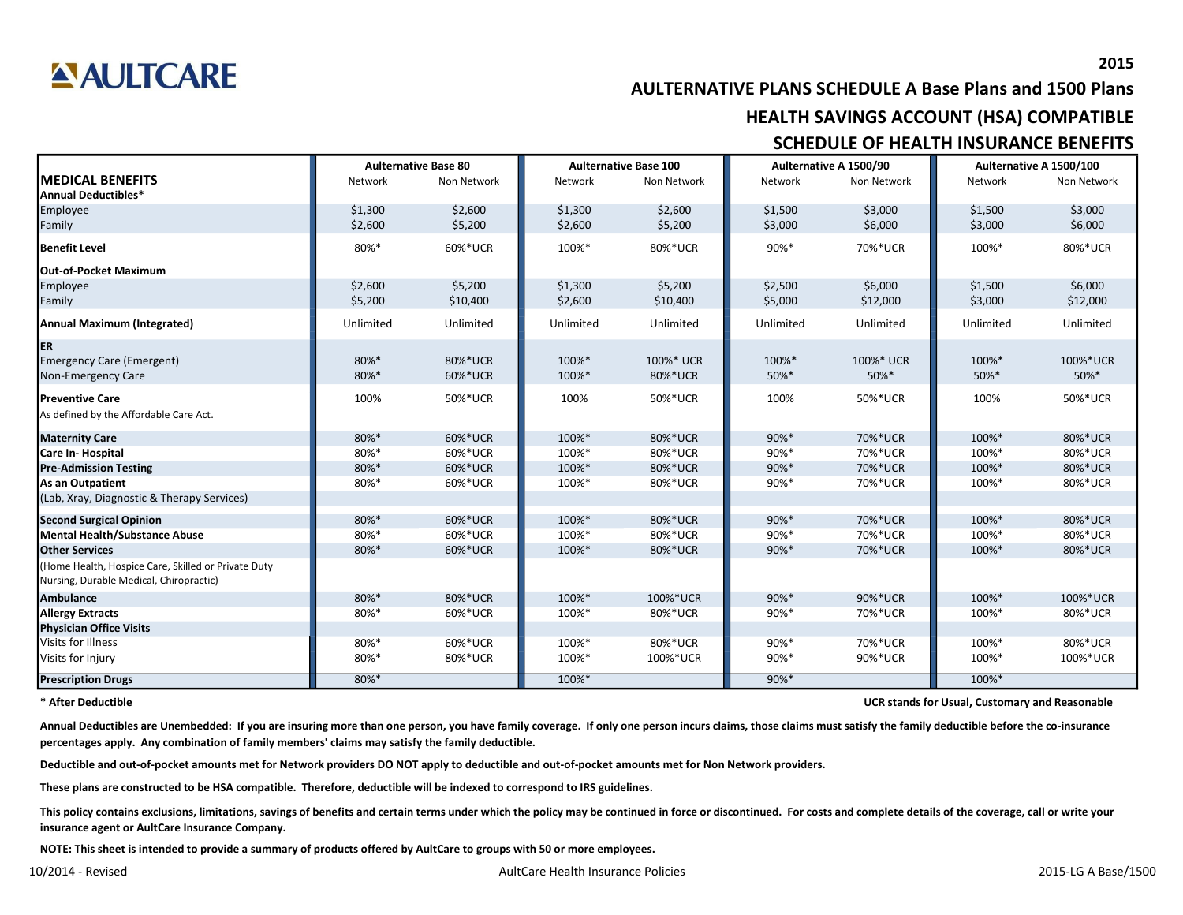AULTCARE

# 2015

## AULTERNATIVE PLANS SCHEDULE A Base Plans and 1500 Plans

## HEALTH SAVINGS ACCOUNT (HSA) COMPATIBLE

## SCHEDULE OF HEALTH INSURANCE BENEFITS

| MEDICAL BENEFITS | Aulternative Base 80 | | Aulternative Base 100 | | Aulternative A 1500/90 | | Aulternative A 1500/100 | |
|---|---|---|---|---|---|---|---|---|
| | Network | Non Network | Network | Non Network | Network | Non Network | Network | Non Network |
| **Annual Deductibles*** | | | | | | | | |
| Employee | $1,300 | $2,600 | $1,300 | $2,600 | $1,500 | $3,000 | $1,500 | $3,000 |
| Family | $2,600 | $5,200 | $2,600 | $5,200 | $3,000 | $6,000 | $3,000 | $6,000 |
| **Benefit Level** | 80%* | 60%*UCR | 100%* | 80%*UCR | 90%* | 70%*UCR | 100%* | 80%*UCR |
| **Out-of-Pocket Maximum** | | | | | | | | |
| Employee | $2,600 | $5,200 | $1,300 | $5,200 | $2,500 | $6,000 | $1,500 | $6,000 |
| Family | $5,200 | $10,400 | $2,600 | $10,400 | $5,000 | $12,000 | $3,000 | $12,000 |
| **Annual Maximum (Integrated)** | Unlimited | Unlimited | Unlimited | Unlimited | Unlimited | Unlimited | Unlimited | Unlimited |
| **ER** | | | | | | | | |
| Emergency Care (Emergent) | 80%* | 80%*UCR | 100%* | 100%* UCR | 100%* | 100%* UCR | 100%* | 100%*UCR |
| Non-Emergency Care | 80%* | 60%*UCR | 100%* | 80%*UCR | 50%* | 50%* | 50%* | 50%* |
| **Preventive Care** As defined by the Affordable Care Act. | 100% | 50%*UCR | 100% | 50%*UCR | 100% | 50%*UCR | 100% | 50%*UCR |
| **Maternity Care** | 80%* | 60%*UCR | 100%* | 80%*UCR | 90%* | 70%*UCR | 100%* | 80%*UCR |
| **Care In- Hospital** | 80%* | 60%*UCR | 100%* | 80%*UCR | 90%* | 70%*UCR | 100%* | 80%*UCR |
| **Pre-Admission Testing** | 80%* | 60%*UCR | 100%* | 80%*UCR | 90%* | 70%*UCR | 100%* | 80%*UCR |
| **As an Outpatient** (Lab, Xray, Diagnostic & Therapy Services) | 80%* | 60%*UCR | 100%* | 80%*UCR | 90%* | 70%*UCR | 100%* | 80%*UCR |
| **Second Surgical Opinion** | 80%* | 60%*UCR | 100%* | 80%*UCR | 90%* | 70%*UCR | 100%* | 80%*UCR |
| **Mental Health/Substance Abuse** | 80%* | 60%*UCR | 100%* | 80%*UCR | 90%* | 70%*UCR | 100%* | 80%*UCR |
| **Other Services** (Home Health, Hospice Care, Skilled or Private Duty Nursing, Durable Medical, Chiropractic) | 80%* | 60%*UCR | 100%* | 80%*UCR | 90%* | 70%*UCR | 100%* | 80%*UCR |
| **Ambulance** | 80%* | 80%*UCR | 100%* | 100%*UCR | 90%* | 90%*UCR | 100%* | 100%*UCR |
| **Allergy Extracts** | 80%* | 60%*UCR | 100%* | 80%*UCR | 90%* | 70%*UCR | 100%* | 80%*UCR |
| **Physician Office Visits** | | | | | | | | |
| Visits for Illness | 80%* | 60%*UCR | 100%* | 80%*UCR | 90%* | 70%*UCR | 100%* | 80%*UCR |
| Visits for Injury | 80%* | 80%*UCR | 100%* | 100%*UCR | 90%* | 90%*UCR | 100%* | 100%*UCR |
| **Prescription Drugs** | 80%* | | 100%* | | 90%* | | 100%* | |

**\* After Deductible**

**UCR stands for Usual, Customary and Reasonable**

**Annual Deductibles are Unembedded: If you are insuring more than one person, you have family coverage. If only one person incurs claims, those claims must satisfy the family deductible before the co-insurance percentages apply. Any combination of family members' claims may satisfy the family deductible.**

**Deductible and out-of-pocket amounts met for Network providers DO NOT apply to deductible and out-of-pocket amounts met for Non Network providers.**

**These plans are constructed to be HSA compatible. Therefore, deductible will be indexed to correspond to IRS guidelines.**

**This policy contains exclusions, limitations, savings of benefits and certain terms under which the policy may be continued in force or discontinued. For costs and complete details of the coverage, call or write your insurance agent or AultCare Insurance Company.**

**NOTE: This sheet is intended to provide a summary of products offered by AultCare to groups with 50 or more employees.**

10/2014 - Revised | AultCare Health Insurance Policies | 2015-LG A Base/1500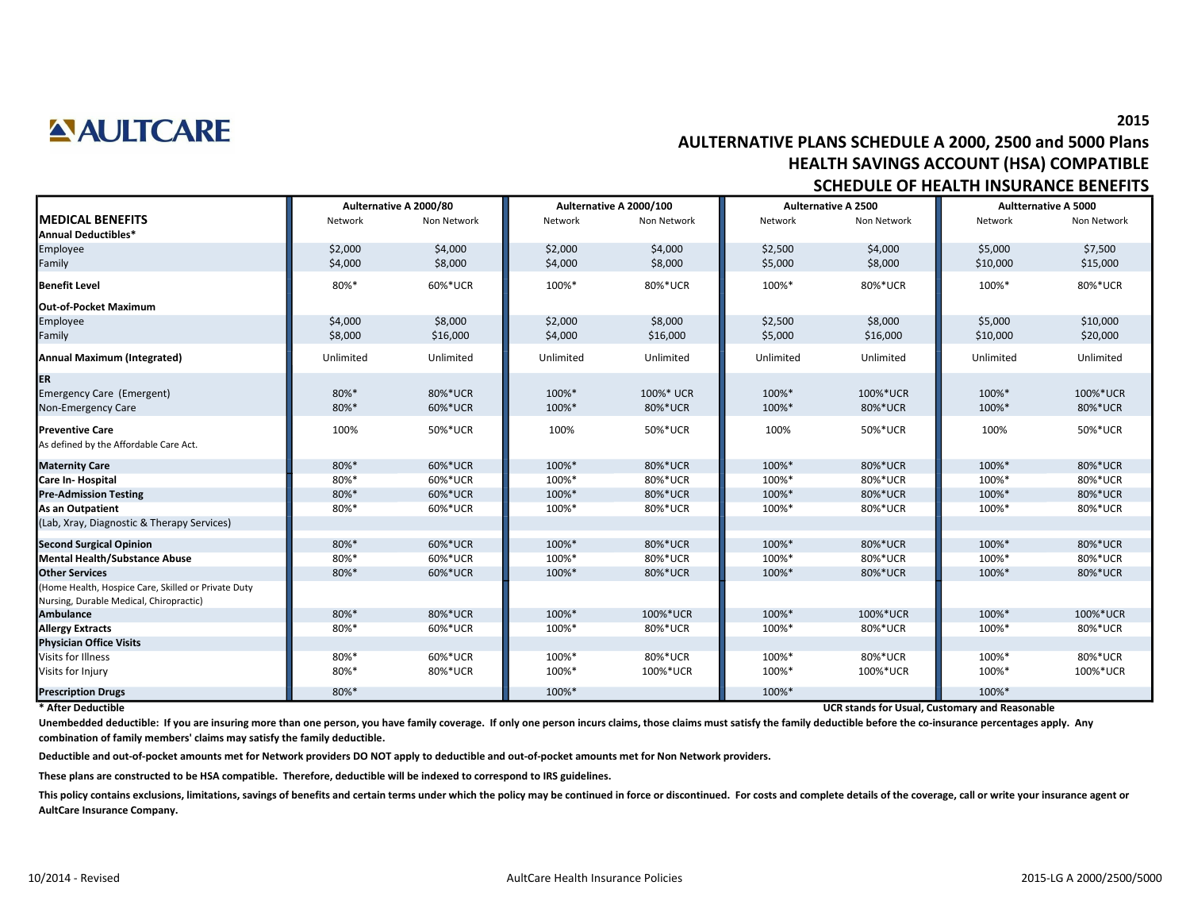**AULTCARE**

## 2015

## AULTERNATIVE PLANS SCHEDULE A 2000, 2500 and 5000 Plans
## HEALTH SAVINGS ACCOUNT (HSA) COMPATIBLE
## SCHEDULE OF HEALTH INSURANCE BENEFITS

| | Aulternative A 2000/80 | | Aulternative A 2000/100 | | Aulternative A 2500 | | Aultternative A 5000 | |
|---|---|---|---|---|---|---|---|---|
| **MEDICAL BENEFITS** | Network | Non Network | Network | Non Network | Network | Non Network | Network | Non Network |
| **Annual Deductibles*** | | | | | | | | |
| Employee | $2,000 | $4,000 | $2,000 | $4,000 | $2,500 | $4,000 | $5,000 | $7,500 |
| Family | $4,000 | $8,000 | $4,000 | $8,000 | $5,000 | $8,000 | $10,000 | $15,000 |
| **Benefit Level** | 80%* | 60%*UCR | 100%* | 80%*UCR | 100%* | 80%*UCR | 100%* | 80%*UCR |
| **Out-of-Pocket Maximum** | | | | | | | | |
| Employee | $4,000 | $8,000 | $2,000 | $8,000 | $2,500 | $8,000 | $5,000 | $10,000 |
| Family | $8,000 | $16,000 | $4,000 | $16,000 | $5,000 | $16,000 | $10,000 | $20,000 |
| **Annual Maximum (Integrated)** | Unlimited | Unlimited | Unlimited | Unlimited | Unlimited | Unlimited | Unlimited | Unlimited |
| **ER** | | | | | | | | |
| Emergency Care (Emergent) | 80%* | 80%*UCR | 100%* | 100%* UCR | 100%* | 100%*UCR | 100%* | 100%*UCR |
| Non-Emergency Care | 80%* | 60%*UCR | 100%* | 80%*UCR | 100%* | 80%*UCR | 100%* | 80%*UCR |
| **Preventive Care** As defined by the Affordable Care Act. | 100% | 50%*UCR | 100% | 50%*UCR | 100% | 50%*UCR | 100% | 50%*UCR |
| **Maternity Care** | 80%* | 60%*UCR | 100%* | 80%*UCR | 100%* | 80%*UCR | 100%* | 80%*UCR |
| **Care In- Hospital** | 80%* | 60%*UCR | 100%* | 80%*UCR | 100%* | 80%*UCR | 100%* | 80%*UCR |
| **Pre-Admission Testing** | 80%* | 60%*UCR | 100%* | 80%*UCR | 100%* | 80%*UCR | 100%* | 80%*UCR |
| **As an Outpatient** | 80%* | 60%*UCR | 100%* | 80%*UCR | 100%* | 80%*UCR | 100%* | 80%*UCR |
| (Lab, Xray, Diagnostic & Therapy Services) | | | | | | | | |
| **Second Surgical Opinion** | 80%* | 60%*UCR | 100%* | 80%*UCR | 100%* | 80%*UCR | 100%* | 80%*UCR |
| **Mental Health/Substance Abuse** | 80%* | 60%*UCR | 100%* | 80%*UCR | 100%* | 80%*UCR | 100%* | 80%*UCR |
| **Other Services** | 80%* | 60%*UCR | 100%* | 80%*UCR | 100%* | 80%*UCR | 100%* | 80%*UCR |
| (Home Health, Hospice Care, Skilled or Private Duty Nursing, Durable Medical, Chiropractic) | | | | | | | | |
| **Ambulance** | 80%* | 80%*UCR | 100%* | 100%*UCR | 100%* | 100%*UCR | 100%* | 100%*UCR |
| **Allergy Extracts** | 80%* | 60%*UCR | 100%* | 80%*UCR | 100%* | 80%*UCR | 100%* | 80%*UCR |
| **Physician Office Visits** | | | | | | | | |
| Visits for Illness | 80%* | 60%*UCR | 100%* | 80%*UCR | 100%* | 80%*UCR | 100%* | 80%*UCR |
| Visits for Injury | 80%* | 80%*UCR | 100%* | 100%*UCR | 100%* | 100%*UCR | 100%* | 100%*UCR |
| **Prescription Drugs** | 80%* | | 100%* | | 100%* | | 100%* | |

**\* After Deductible**

**UCR stands for Usual, Customary and Reasonable**

**Unembedded deductible: If you are insuring more than one person, you have family coverage. If only one person incurs claims, those claims must satisfy the family deductible before the co-insurance percentages apply. Any combination of family members' claims may satisfy the family deductible.**

**Deductible and out-of-pocket amounts met for Network providers DO NOT apply to deductible and out-of-pocket amounts met for Non Network providers.**

**These plans are constructed to be HSA compatible. Therefore, deductible will be indexed to correspond to IRS guidelines.**

**This policy contains exclusions, limitations, savings of benefits and certain terms under which the policy may be continued in force or discontinued. For costs and complete details of the coverage, call or write your insurance agent or AultCare Insurance Company.**

10/2014 - Revised

AultCare Health Insurance Policies

2015-LG A 2000/2500/5000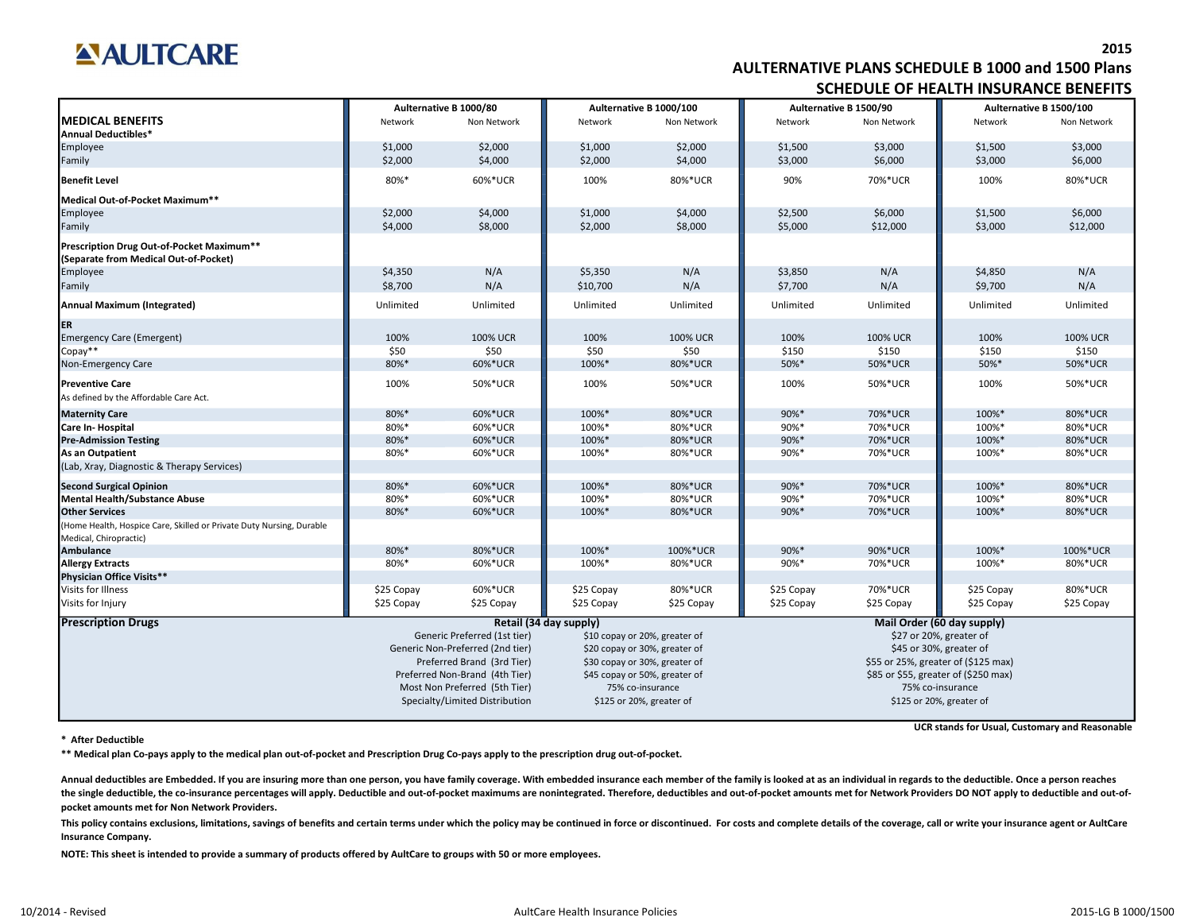# AULTCARE

## 2015
## AULTERNATIVE PLANS SCHEDULE B 1000 and 1500 Plans
## SCHEDULE OF HEALTH INSURANCE BENEFITS

| MEDICAL BENEFITS | Aulternative B 1000/80 | | Aulternative B 1000/100 | | Aulternative B 1500/90 | | Aulternative B 1500/100 | |
|---|---|---|---|---|---|---|---|---|
| | Network | Non Network | Network | Non Network | Network | Non Network | Network | Non Network |
| **Annual Deductibles*** | | | | | | | | |
| Employee | $1,000 | $2,000 | $1,000 | $2,000 | $1,500 | $3,000 | $1,500 | $3,000 |
| Family | $2,000 | $4,000 | $2,000 | $4,000 | $3,000 | $6,000 | $3,000 | $6,000 |
| **Benefit Level** | 80%* | 60%*UCR | 100% | 80%*UCR | 90% | 70%*UCR | 100% | 80%*UCR |
| **Medical Out-of-Pocket Maximum**** | | | | | | | | |
| Employee | $2,000 | $4,000 | $1,000 | $4,000 | $2,500 | $6,000 | $1,500 | $6,000 |
| Family | $4,000 | $8,000 | $2,000 | $8,000 | $5,000 | $12,000 | $3,000 | $12,000 |
| **Prescription Drug Out-of-Pocket Maximum**** **(Separate from Medical Out-of-Pocket)** | | | | | | | | |
| Employee | $4,350 | N/A | $5,350 | N/A | $3,850 | N/A | $4,850 | N/A |
| Family | $8,700 | N/A | $10,700 | N/A | $7,700 | N/A | $9,700 | N/A |
| **Annual Maximum (Integrated)** | Unlimited | Unlimited | Unlimited | Unlimited | Unlimited | Unlimited | Unlimited | Unlimited |
| **ER** | | | | | | | | |
| Emergency Care (Emergent) | 100% | 100% UCR | 100% | 100% UCR | 100% | 100% UCR | 100% | 100% UCR |
| Copay** | $50 | $50 | $50 | $50 | $150 | $150 | $150 | $150 |
| Non-Emergency Care | 80%* | 60%*UCR | 100%* | 80%*UCR | 50%* | 50%*UCR | 50%* | 50%*UCR |
| **Preventive Care** As defined by the Affordable Care Act. | 100% | 50%*UCR | 100% | 50%*UCR | 100% | 50%*UCR | 100% | 50%*UCR |
| **Maternity Care** | 80%* | 60%*UCR | 100%* | 80%*UCR | 90%* | 70%*UCR | 100%* | 80%*UCR |
| **Care In- Hospital** | 80%* | 60%*UCR | 100%* | 80%*UCR | 90%* | 70%*UCR | 100%* | 80%*UCR |
| **Pre-Admission Testing** | 80%* | 60%*UCR | 100%* | 80%*UCR | 90%* | 70%*UCR | 100%* | 80%*UCR |
| **As an Outpatient** (Lab, Xray, Diagnostic & Therapy Services) | 80%* | 60%*UCR | 100%* | 80%*UCR | 90%* | 70%*UCR | 100%* | 80%*UCR |
| **Second Surgical Opinion** | 80%* | 60%*UCR | 100%* | 80%*UCR | 90%* | 70%*UCR | 100%* | 80%*UCR |
| **Mental Health/Substance Abuse** | 80%* | 60%*UCR | 100%* | 80%*UCR | 90%* | 70%*UCR | 100%* | 80%*UCR |
| **Other Services** (Home Health, Hospice Care, Skilled or Private Duty Nursing, Durable Medical, Chiropractic) | 80%* | 60%*UCR | 100%* | 80%*UCR | 90%* | 70%*UCR | 100%* | 80%*UCR |
| **Ambulance** | 80%* | 80%*UCR | 100%* | 100%*UCR | 90%* | 90%*UCR | 100%* | 100%*UCR |
| **Allergy Extracts** | 80%* | 60%*UCR | 100%* | 80%*UCR | 90%* | 70%*UCR | 100%* | 80%*UCR |
| **Physician Office Visits**** | | | | | | | | |
| Visits for Illness | $25 Copay | 60%*UCR | $25 Copay | 80%*UCR | $25 Copay | 70%*UCR | $25 Copay | 80%*UCR |
| Visits for Injury | $25 Copay | $25 Copay | $25 Copay | $25 Copay | $25 Copay | $25 Copay | $25 Copay | $25 Copay |

| Prescription Drugs | Retail (34 day supply) | Mail Order (60 day supply) |
|---|---|---|
| Generic Preferred (1st tier) | $10 copay or 20%, greater of | $27 or 20%, greater of |
| Generic Non-Preferred (2nd tier) | $20 copay or 30%, greater of | $45 or 30%, greater of |
| Preferred Brand (3rd Tier) | $30 copay or 30%, greater of | $55 or 25%, greater of ($125 max) |
| Preferred Non-Brand (4th Tier) | $45 copay or 50%, greater of | $85 or $55, greater of ($250 max) |
| Most Non Preferred (5th Tier) | 75% co-insurance | 75% co-insurance |
| Specialty/Limited Distribution | $125 or 20%, greater of | $125 or 20%, greater of |

UCR stands for Usual, Customary and Reasonable

**\* After Deductible**

**\*\* Medical plan Co-pays apply to the medical plan out-of-pocket and Prescription Drug Co-pays apply to the prescription drug out-of-pocket.**

**Annual deductibles are Embedded. If you are insuring more than one person, you have family coverage. With embedded insurance each member of the family is looked at as an individual in regards to the deductible. Once a person reaches the single deductible, the co-insurance percentages will apply. Deductible and out-of-pocket maximums are nonintegrated. Therefore, deductibles and out-of-pocket amounts met for Network Providers DO NOT apply to deductible and out-of-pocket amounts met for Non Network Providers.**

**This policy contains exclusions, limitations, savings of benefits and certain terms under which the policy may be continued in force or discontinued. For costs and complete details of the coverage, call or write your insurance agent or AultCare Insurance Company.**

**NOTE: This sheet is intended to provide a summary of products offered by AultCare to groups with 50 or more employees.**

10/2014 - Revised — AultCare Health Insurance Policies — 2015-LG B 1000/1500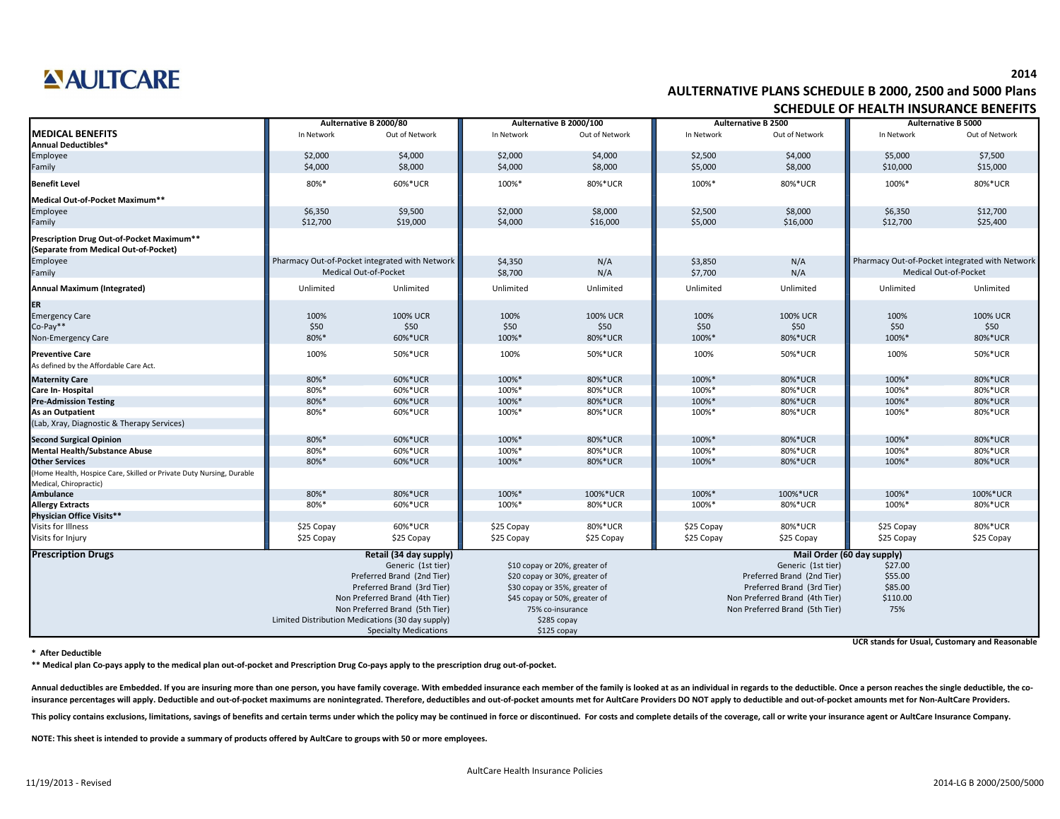AULTCARE

**2014**

## AULTERNATIVE PLANS SCHEDULE B 2000, 2500 and 5000 Plans

## SCHEDULE OF HEALTH INSURANCE BENEFITS

| | Aulternative B 2000/80 | | Aulternative B 2000/100 | | Aulternative B 2500 | | Aulternative B 5000 | |
|---|---|---|---|---|---|---|---|---|
| **MEDICAL BENEFITS** | In Network | Out of Network | In Network | Out of Network | In Network | Out of Network | In Network | Out of Network |
| **Annual Deductibles*** | | | | | | | | |
| Employee | $2,000 | $4,000 | $2,000 | $4,000 | $2,500 | $4,000 | $5,000 | $7,500 |
| Family | $4,000 | $8,000 | $4,000 | $8,000 | $5,000 | $8,000 | $10,000 | $15,000 |
| **Benefit Level** | 80%* | 60%*UCR | 100%* | 80%*UCR | 100%* | 80%*UCR | 100%* | 80%*UCR |
| **Medical Out-of-Pocket Maximum**** | | | | | | | | |
| Employee | $6,350 | $9,500 | $2,000 | $8,000 | $2,500 | $8,000 | $6,350 | $12,700 |
| Family | $12,700 | $19,000 | $4,000 | $16,000 | $5,000 | $16,000 | $12,700 | $25,400 |
| **Prescription Drug Out-of-Pocket Maximum** (Separate from Medical Out-of-Pocket)** | | | | | | | | |
| Employee | Pharmacy Out-of-Pocket integrated with Network Medical Out-of-Pocket | | $4,350 | N/A | $3,850 | N/A | Pharmacy Out-of-Pocket integrated with Network Medical Out-of-Pocket | |
| Family | | | $8,700 | N/A | $7,700 | N/A | | |
| **Annual Maximum (Integrated)** | Unlimited | Unlimited | Unlimited | Unlimited | Unlimited | Unlimited | Unlimited | Unlimited |
| **ER** | | | | | | | | |
| Emergency Care | 100% | 100% UCR | 100% | 100% UCR | 100% | 100% UCR | 100% | 100% UCR |
| Co-Pay** | $50 | $50 | $50 | $50 | $50 | $50 | $50 | $50 |
| Non-Emergency Care | 80%* | 60%*UCR | 100%* | 80%*UCR | 100%* | 80%*UCR | 100%* | 80%*UCR |
| **Preventive Care** As defined by the Affordable Care Act. | 100% | 50%*UCR | 100% | 50%*UCR | 100% | 50%*UCR | 100% | 50%*UCR |
| **Maternity Care** | 80%* | 60%*UCR | 100%* | 80%*UCR | 100%* | 80%*UCR | 100%* | 80%*UCR |
| **Care In- Hospital** | 80%* | 60%*UCR | 100%* | 80%*UCR | 100%* | 80%*UCR | 100%* | 80%*UCR |
| **Pre-Admission Testing** | 80%* | 60%*UCR | 100%* | 80%*UCR | 100%* | 80%*UCR | 100%* | 80%*UCR |
| **As an Outpatient** (Lab, Xray, Diagnostic & Therapy Services) | 80%* | 60%*UCR | 100%* | 80%*UCR | 100%* | 80%*UCR | 100%* | 80%*UCR |
| **Second Surgical Opinion** | 80%* | 60%*UCR | 100%* | 80%*UCR | 100%* | 80%*UCR | 100%* | 80%*UCR |
| **Mental Health/Substance Abuse** | 80%* | 60%*UCR | 100%* | 80%*UCR | 100%* | 80%*UCR | 100%* | 80%*UCR |
| **Other Services** (Home Health, Hospice Care, Skilled or Private Duty Nursing, Durable Medical, Chiropractic) | 80%* | 60%*UCR | 100%* | 80%*UCR | 100%* | 80%*UCR | 100%* | 80%*UCR |
| **Ambulance** | 80%* | 80%*UCR | 100%* | 100%*UCR | 100%* | 100%*UCR | 100%* | 100%*UCR |
| **Allergy Extracts** | 80%* | 60%*UCR | 100%* | 80%*UCR | 100%* | 80%*UCR | 100%* | 80%*UCR |
| **Physician Office Visits**** | | | | | | | | |
| Visits for Illness | $25 Copay | 60%*UCR | $25 Copay | 80%*UCR | $25 Copay | 80%*UCR | $25 Copay | 80%*UCR |
| Visits for Injury | $25 Copay | $25 Copay | $25 Copay | $25 Copay | $25 Copay | $25 Copay | $25 Copay | $25 Copay |

| **Prescription Drugs** | Retail (34 day supply) | | Mail Order (60 day supply) | |
|---|---|---|---|---|
| | Generic (1st tier) | $10 copay or 20%, greater of | Generic (1st tier) | $27.00 |
| | Preferred Brand (2nd Tier) | $20 copay or 30%, greater of | Preferred Brand (2nd Tier) | $55.00 |
| | Preferred Brand (3rd Tier) | $30 copay or 35%, greater of | Preferred Brand (3rd Tier) | $85.00 |
| | Non Preferred Brand (4th Tier) | $45 copay or 50%, greater of | Non Preferred Brand (4th Tier) | $110.00 |
| | Non Preferred Brand (5th Tier) | 75% co-insurance | Non Preferred Brand (5th Tier) | 75% |
| | Limited Distribution Medications (30 day supply) | $285 copay | | |
| | Specialty Medications | $125 copay | | |

**UCR stands for Usual, Customary and Reasonable**

**\* After Deductible**

**\*\* Medical plan Co-pays apply to the medical plan out-of-pocket and Prescription Drug Co-pays apply to the prescription drug out-of-pocket.**

**Annual deductibles are Embedded. If you are insuring more than one person, you have family coverage. With embedded insurance each member of the family is looked at as an individual in regards to the deductible. Once a person reaches the single deductible, the co-insurance percentages will apply. Deductible and out-of-pocket maximums are nonintegrated. Therefore, deductibles and out-of-pocket amounts met for AultCare Providers DO NOT apply to deductible and out-of-pocket amounts met for Non-AultCare Providers.**

**This policy contains exclusions, limitations, savings of benefits and certain terms under which the policy may be continued in force or discontinued. For costs and complete details of the coverage, call or write your insurance agent or AultCare Insurance Company.**

**NOTE: This sheet is intended to provide a summary of products offered by AultCare to groups with 50 or more employees.**

AultCare Health Insurance Policies

11/19/2013 - Revised

2014-LG B 2000/2500/5000